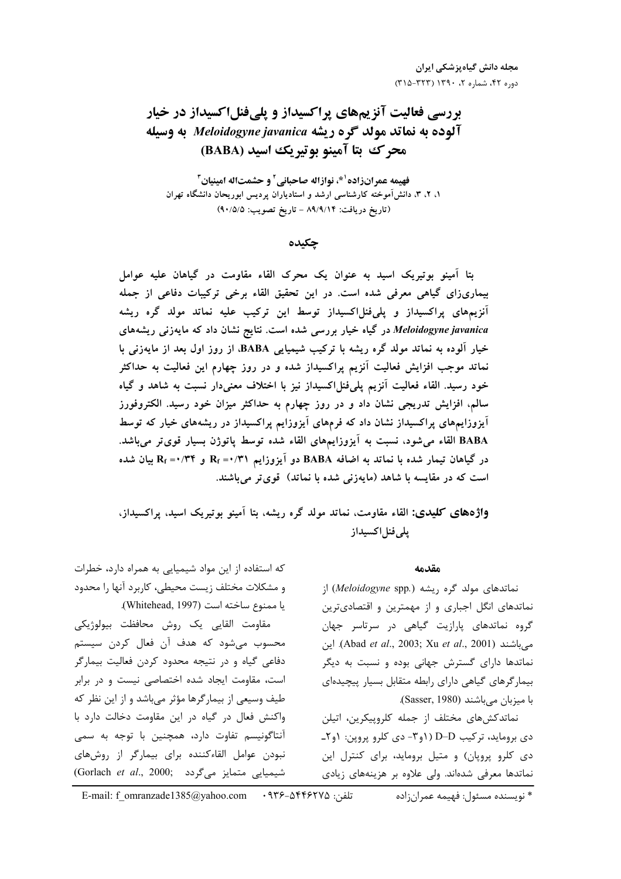# بررسی فعالیت آنزیم‌های پراکسیداز و پلی‌فنل‌اکسیداز در خیار آلوده به نماتد مولد گره ریشه *Meloidogyne javanica* به وسیله محرک بتا آمینو بوتیریک اسید (BABA)

**فهیمه عمران‌زاده[1]*، نوازاله صاحبانی[2] و حشمت‌اله امینیان[3]**

۱، ۲، ۳، دانش‌آموخته کارشناسی ارشد و استادیاران پردیس ابوریحان دانشگاه تهران

(تاریخ دریافت: ۸۹/۹/۱۴ - تاریخ تصویب: ۹۰/۵/۵)

## چکیده

بتا آمینو بوتیریک اسید به عنوان یک محرک القاء مقاومت در گیاهان علیه عوامل بیماری‌زای گیاهی معرفی شده است. در این تحقیق القاء برخی ترکیبات دفاعی از جمله آنزیم‌های پراکسیداز و پلی‌فنل‌اکسیداز توسط این ترکیب علیه نماتد مولد گره ریشه *Meloidogyne javanica* در گیاه خیار بررسی شده است. نتایج نشان داد که مایه‌زنی ریشه‌های خیار آلوده به نماتد مولد گره ریشه با ترکیب شیمیایی BABA، از روز اول بعد از مایه‌زنی با نماتد موجب افزایش فعالیت آنزیم پراکسیداز شده و در روز چهارم این فعالیت به حداکثر خود رسید. القاء فعالیت آنزیم پلی‌فنل‌اکسیداز نیز با اختلاف معنی‌دار نسبت به شاهد و گیاه سالم، افزایش تدریجی نشان داد و در روز چهارم به حداکثر میزان خود رسید. الکتروفورز آیزوزایم‌های پراکسیداز نشان داد که فرم‌های آیزوزایم پراکسیداز در ریشه‌های خیار که توسط BABA القاء می‌شود، نسبت به آیزوزایم‌های القاء شده توسط پاتوژن بسیار قوی‌تر می‌باشد. در گیاهان تیمار شده با نماتد به اضافه BABA دو آیزوزایم $R_f = ۰/۳۱$ و $R_f = ۰/۳۴$ بیان شده است که در مقایسه با شاهد (مایه‌زنی شده با نماتد) قوی‌تر می‌باشند.

**واژه‌های کلیدی:** القاء مقاومت، نماتد مولد گره ریشه، بتا آمینو بوتیریک اسید، پراکسیداز، پلی‌فنل‌اکسیداز

## مقدمه

نماتدهای مولد گره ریشه (*Meloidogyne* spp.) از نماتدهای انگل اجباری و از مهمترین و اقتصادی‌ترین گروه نماتدهای پارازیت گیاهی در سرتاسر جهان می‌باشند (Abad *et al*., 2003; Xu *et al*., 2001). این نماتدها دارای گسترش جهانی بوده و نسبت به دیگر بیمارگرهای گیاهی دارای رابطه متقابل بسیار پیچیده‌ای با میزبان می‌باشند (Sasser, 1980).

نماتدکش‌های مختلف از جمله کلروپیکرین، اتیلن دی بروماید، ترکیب D–D (۱و۳- دی کلرو پروپن: ۱و۲- دی کلرو پروپان) و متیل بروماید، برای کنترل این نماتدها معرفی شده‌اند. ولی علاوه بر هزینه‌های زیادی که استفاده از این مواد شیمیایی به همراه دارد، خطرات و مشکلات مختلف زیست محیطی، کاربرد آنها را محدود یا ممنوع ساخته است (Whitehead, 1997).

مقاومت القایی یک روش محافظت بیولوژیکی محسوب می‌شود که هدف آن فعال کردن سیستم دفاعی گیاه و در نتیجه محدود کردن فعالیت بیمارگر است، مقاومت ایجاد شده اختصاصی نیست و در برابر طیف وسیعی از بیمارگرها مؤثر می‌باشد و از این نظر که واکنش فعال در گیاه در این مقاومت دخالت دارد با آنتاگونیسم تفاوت دارد، همچنین با توجه به سمی نبودن عوامل القاءکننده برای بیمارگر از روش‌های شیمیایی متمایز می‌گردد (Gorlach *et al*., 2000;

\* نویسنده مسئول: فهیمه عمران‌زاده تلفن: ۰۹۳۶-۵۴۴۶۲۷۵ E-mail: f_omranzade1385@yahoo.com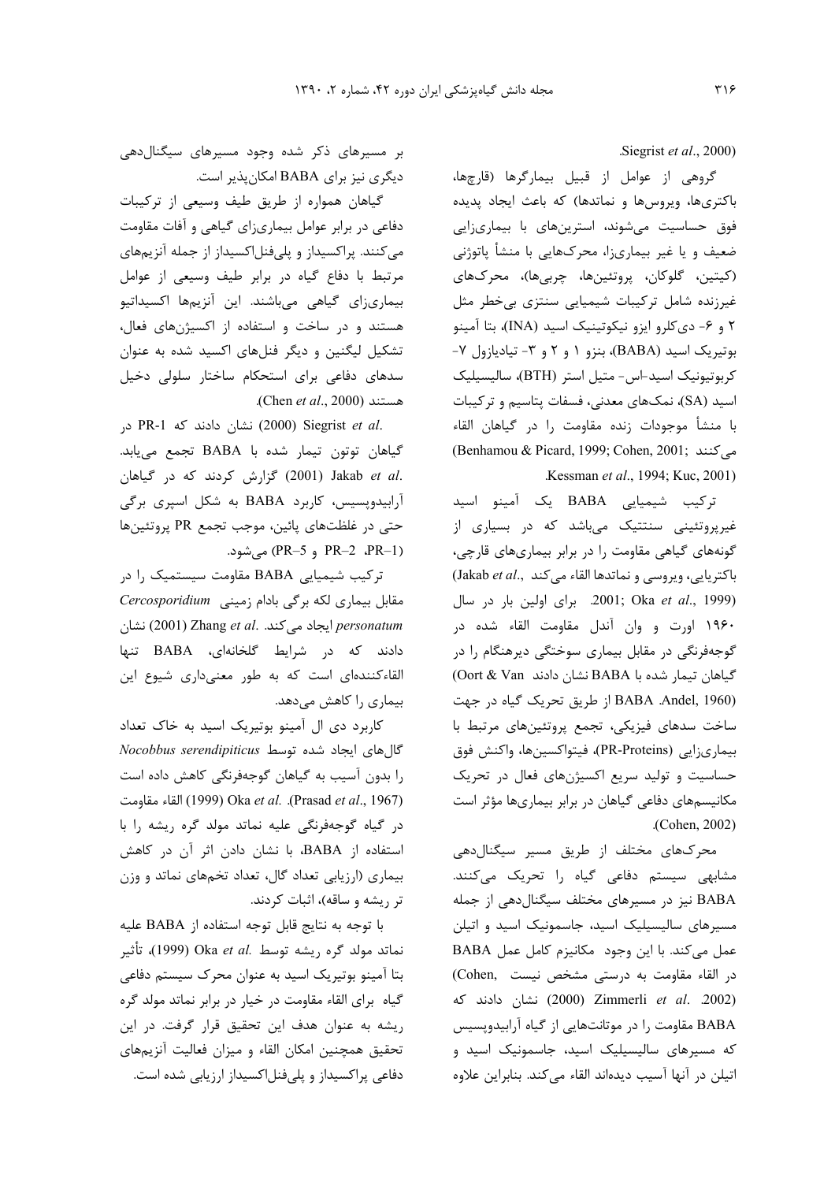.(Siegrist *et al*., 2000

گروهی از عوامل از قبیل بیمارگرها (قارچها، باکتریها، ویروس‌ها و نماتدها) که باعث ایجاد پدیده فوق حساسیت می‌شوند، استرین‌های با بیماری‌زایی ضعیف و یا غیر بیماری‌زا، محرک‌هایی با منشأ پاتوژنی (کیتین، گلوکان، پروتئین‌ها، چربی‌ها)، محرک‌های غیرزنده شامل ترکیبات شیمیایی سنتزی بی‌خطر مثل ۲ و ۶- دی‌کلرو ایزو نیکوتینیک اسید (INA)، بتا آمینو بوتیریک اسید (BABA)، بنزو ۱ و ۲ و ۳- تیادیازول ۷- کربوتیونیک اسید-اس- متیل استر (BTH)، سالیسیلیک اسید (SA)، نمک‌های معدنی، فسفات پتاسیم و ترکیبات با منشأ موجودات زنده مقاومت را در گیاهان القاء می‌کنند (Benhamou & Picard, 1999; Cohen, 2001; Kessman *et al*., 1994; Kuc, 2001).

ترکیب شیمیایی BABA یک آمینو اسید غیرپروتئینی سنتتیک می‌باشد که در بسیاری از گونه‌های گیاهی مقاومت را در برابر بیماری‌های قارچی، باکتریایی، ویروسی و نماتدها القاء می‌کند (Jakab *et al*., 2001; Oka *et al*., 1999). برای اولین بار در سال ۱۹۶۰ اورت و وان آندل مقاومت القاء شده در گوجه‌فرنگی در مقابل بیماری سوختگی دیرهنگام را در گیاهان تیمار شده با BABA نشان دادند (Oort & Van Andel, 1960). BABA از طریق تحریک گیاه در جهت ساخت سدهای فیزیکی، تجمع پروتئین‌های مرتبط با بیماری‌زایی (PR-Proteins)، فیتواکسین‌ها، واکنش فوق حساسیت و تولید سریع اکسیژن‌های فعال در تحریک مکانیسم‌های دفاعی گیاهان در برابر بیماری‌ها مؤثر است (Cohen, 2002).

محرک‌های مختلف از طریق مسیر سیگنال‌دهی مشابهی سیستم دفاعی گیاه را تحریک می‌کنند. BABA نیز در مسیرهای مختلف سیگنال‌دهی از جمله مسیرهای سالیسیلیک اسید، جاسمونیک اسید و اتیلن عمل می‌کند. با این وجود مکانیزم کامل عمل BABA در القاء مقاومت به درستی مشخص نیست (Cohen, 2002). Zimmerli *et al*. (2000) نشان دادند که BABA مقاومت را در موتانت‌هایی از گیاه آرابیدوپسیس که مسیرهای سالیسیلیک اسید، جاسمونیک اسید و اتیلن در آنها آسیب دیده‌اند القاء می‌کند. بنابراین علاوه بر مسیرهای ذکر شده وجود مسیرهای سیگنال‌دهی دیگری نیز برای BABA امکان‌پذیر است.

گیاهان همواره از طریق طیف وسیعی از ترکیبات دفاعی در برابر عوامل بیماری‌زای گیاهی و آفات مقاومت می‌کنند. پراکسیداز و پلی‌فنل‌اکسیداز از جمله آنزیم‌های مرتبط با دفاع گیاه در برابر طیف وسیعی از عوامل بیماری‌زای گیاهی می‌باشند. این آنزیم‌ها اکسیداتیو هستند و در ساخت و استفاده از اکسیژن‌های فعال، تشکیل لیگنین و دیگر فنل‌های اکسید شده به عنوان سدهای دفاعی برای استحکام ساختار سلولی دخیل هستند (Chen *et al*., 2000).

Siegrist *et al*. (2000) نشان دادند که PR-1 در گیاهان توتون تیمار شده با BABA تجمع می‌یابد. Jakab *et al*. (2001) گزارش کردند که در گیاهان آرابیدوپسیس، کاربرد BABA به شکل اسپری برگی حتی در غلظت‌های پائین، موجب تجمع PR پروتئین‌ها (PR-1، PR-2 و PR-5) می‌شود.

ترکیب شیمیایی BABA مقاومت سیستمیک را در مقابل بیماری لکه برگی بادام زمینی *Cercosporidium personatum* ایجاد می‌کند. Zhang *et al*. (2001) نشان دادند که در شرایط گلخانه‌ای، BABA تنها القاءکننده‌ای است که به طور معنی‌داری شیوع این بیماری را کاهش می‌دهد.

کاربرد دی ال آمینو بوتیریک اسید به خاک تعداد گال‌های ایجاد شده توسط *Nocobbus serendipiticus* را بدون آسیب به گیاهان گوجه‌فرنگی کاهش داده است (Prasad *et al*., 1967). Oka *et al.* (1999) القاء مقاومت در گیاه گوجه‌فرنگی علیه نماتد مولد گره ریشه را با استفاده از BABA، با نشان دادن اثر آن در کاهش بیماری (ارزیابی تعداد گال، تعداد تخم‌های نماتد و وزن تر ریشه و ساقه)، اثبات کردند.

با توجه به نتایج قابل توجه استفاده از BABA علیه نماتد مولد گره ریشه توسط Oka *et al*. (1999)، تأثیر بتا آمینو بوتیریک اسید به عنوان محرک سیستم دفاعی گیاه برای القاء مقاومت در خیار در برابر نماتد مولد گره ریشه به عنوان هدف این تحقیق قرار گرفت. در این تحقیق همچنین امکان القاء و میزان فعالیت آنزیم‌های دفاعی پراکسیداز و پلی‌فنل‌اکسیداز ارزیابی شده است.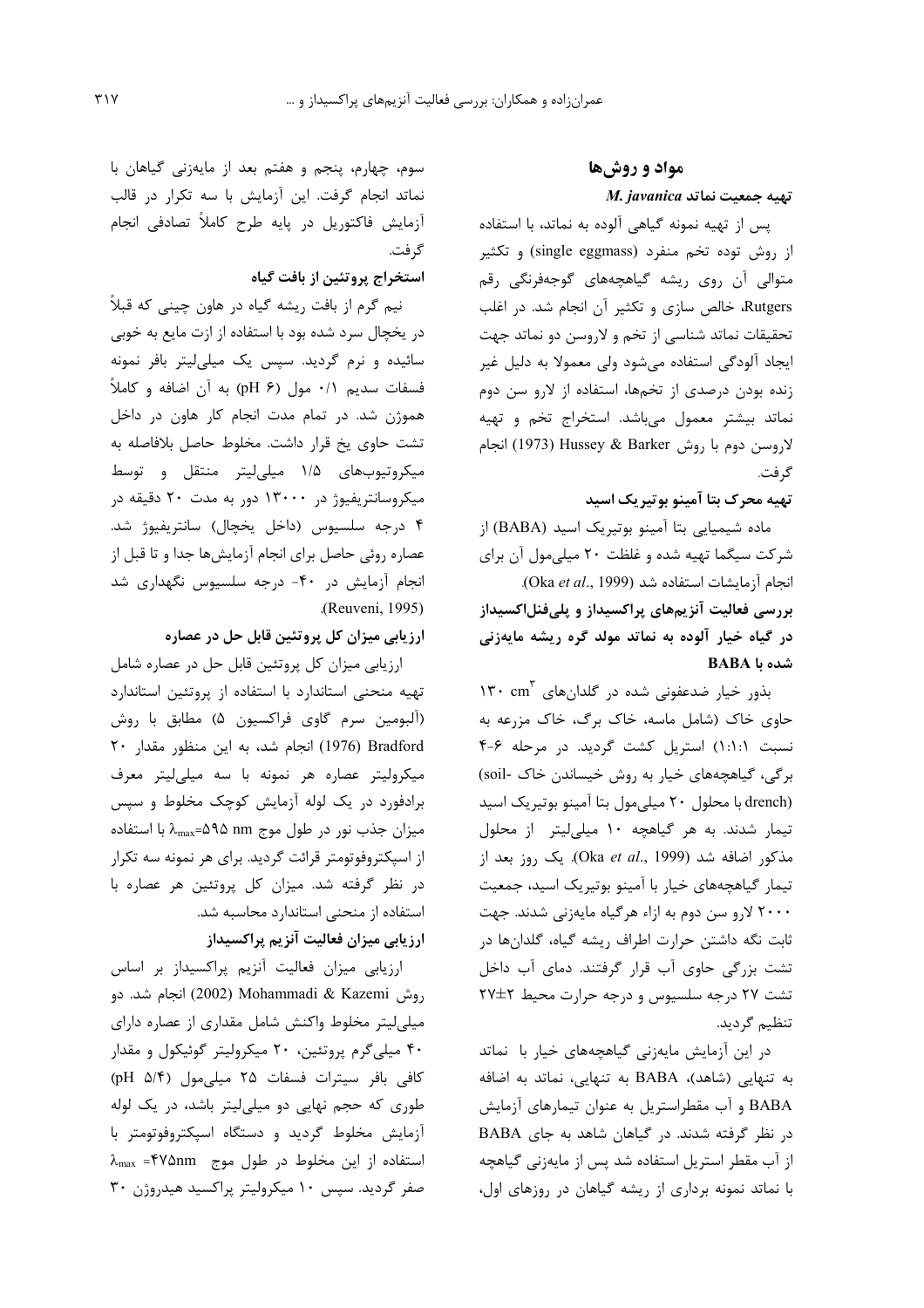## مواد و روش‌ها

### تهیه جمعیت نماتد *M. javanica*

پس از تهیه نمونه گیاهی آلوده به نماتد، با استفاده از روش توده تخم منفرد (single eggmass) و تکثیر متوالی آن روی ریشه گیاهچه‌های گوجه‌فرنگی رقم Rutgers، خالص سازی و تکثیر آن انجام شد. در اغلب تحقیقات نماتد شناسی از تخم و لاروسن دو نماتد جهت ایجاد آلودگی استفاده می‌شود ولی معمولا به دلیل غیر زنده بودن درصدی از تخم‌ها، استفاده از لارو سن دوم نماتد بیشتر معمول می‌باشد. استخراج تخم و تهیه لاروسن دوم با روش Hussey & Barker (1973) انجام گرفت.

### تهیه محرک بتا آمینو بوتیریک اسید

ماده شیمیایی بتا آمینو بوتیریک اسید (BABA) از شرکت سیگما تهیه شده و غلظت ۲۰ میلی‌مول آن برای انجام آزمایشات استفاده شد (Oka *et al*., 1999).

### بررسی فعالیت آنزیم‌های پراکسیداز و پلی‌فنل‌اکسیداز در گیاه خیار آلوده به نماتد مولد گره ریشه مایه‌زنی شده با BABA

بذور خیار ضدعفونی شده در گلدان‌های ۱۳۰ $cm^3$ حاوی خاک (شامل ماسه، خاک برگ، خاک مزرعه به نسبت ۱:۱:۱) استریل کشت گردید. در مرحله ۶-۴ برگی، گیاهچه‌های خیار به روش خیساندن خاک (soil-drench) با محلول ۲۰ میلی‌مول بتا آمینو بوتیریک اسید تیمار شدند. به هر گیاهچه ۱۰ میلی‌لیتر از محلول مذکور اضافه شد (Oka *et al*., 1999). یک روز بعد از تیمار گیاهچه‌های خیار با آمینو بوتیریک اسید، جمعیت ۲۰۰۰ لارو سن دوم به ازاء هرگیاه مایه‌زنی شدند. جهت ثابت نگه داشتن حرارت اطراف ریشه گیاه، گلدان‌ها در تشت بزرگی حاوی آب قرار گرفتند. دمای آب داخل تشت ۲۷ درجه سلسیوس و درجه حرارت محیط ۲±۲۷ تنظیم گردید.

در این آزمایش مایه‌زنی گیاهچه‌های خیار با نماتد به تنهایی (شاهد)، BABA به تنهایی، نماتد به اضافه BABA و آب مقطراستریل به عنوان تیمارهای آزمایش در نظر گرفته شدند. در گیاهان شاهد به جای BABA از آب مقطر استریل استفاده شد پس از مایه‌زنی گیاهچه با نماتد نمونه برداری از ریشه گیاهان در روزهای اول، سوم، چهارم، پنجم و هفتم بعد از مایه‌زنی گیاهان با نماتد انجام گرفت. این آزمایش با سه تکرار در قالب آزمایش فاکتوریل در پایه طرح کاملاً تصادفی انجام گرفت.

### استخراج پروتئین از بافت گیاه

نیم گرم از بافت ریشه گیاه در هاون چینی که قبلاً در یخچال سرد شده بود با استفاده از ازت مایع به خوبی سائیده و نرم گردید. سپس یک میلی‌لیتر بافر نمونه فسفات سدیم ۰/۱ مول (pH ۶) به آن اضافه و کاملاً هموژن شد. در تمام مدت انجام کار هاون در داخل تشت حاوی یخ قرار داشت. مخلوط حاصل بلافاصله به میکروتیوب‌های ۱/۵ میلی‌لیتر منتقل و توسط میکروسانتریفیوژ در ۱۳۰۰۰ دور به مدت ۲۰ دقیقه در ۴ درجه سلسیوس (داخل یخچال) سانتریفیوژ شد. عصاره روئی حاصل برای انجام آزمایش‌ها جدا و تا قبل از انجام آزمایش در ۴۰- درجه سلسیوس نگهداری شد (Reuveni, 1995).

### ارزیابی میزان کل پروتئین قابل حل در عصاره

ارزیابی میزان کل پروتئین قابل حل در عصاره شامل تهیه منحنی استاندارد با استفاده از پروتئین استاندارد (آلبومین سرم گاوی فراکسیون ۵) مطابق با روش Bradford (1976) انجام شد، به این منظور مقدار ۲۰ میکرولیتر عصاره هر نمونه با سه میلی‌لیتر معرف برادفورد در یک لوله آزمایش کوچک مخلوط و سپس میزان جذب نور در طول موج $\lambda_{max}$=۵۹۵ nm با استفاده از اسپکتروفوتومتر قرائت گردید. برای هر نمونه سه تکرار در نظر گرفته شد. میزان کل پروتئین هر عصاره با استفاده از منحنی استاندارد محاسبه شد.

### ارزیابی میزان فعالیت آنزیم پراکسیداز

ارزیابی میزان فعالیت آنزیم پراکسیداز بر اساس روش Mohammadi & Kazemi (2002) انجام شد. دو میلی‌لیتر مخلوط واکنش شامل مقداری از عصاره دارای ۴۰ میلی‌گرم پروتئین، ۲۰ میکرولیتر گوئیکول و مقدار کافی بافر سیترات فسفات ۲۵ میلی‌مول (pH ۵/۴) طوری که حجم نهایی دو میلی‌لیتر باشد، در یک لوله آزمایش مخلوط گردید و دستگاه اسپکتروفوتومتر با استفاده از این مخلوط در طول موج $\lambda_{max}$ =۴۷۵nm صفر گردید. سپس ۱۰ میکرولیتر پراکسید هیدروژن ۳۰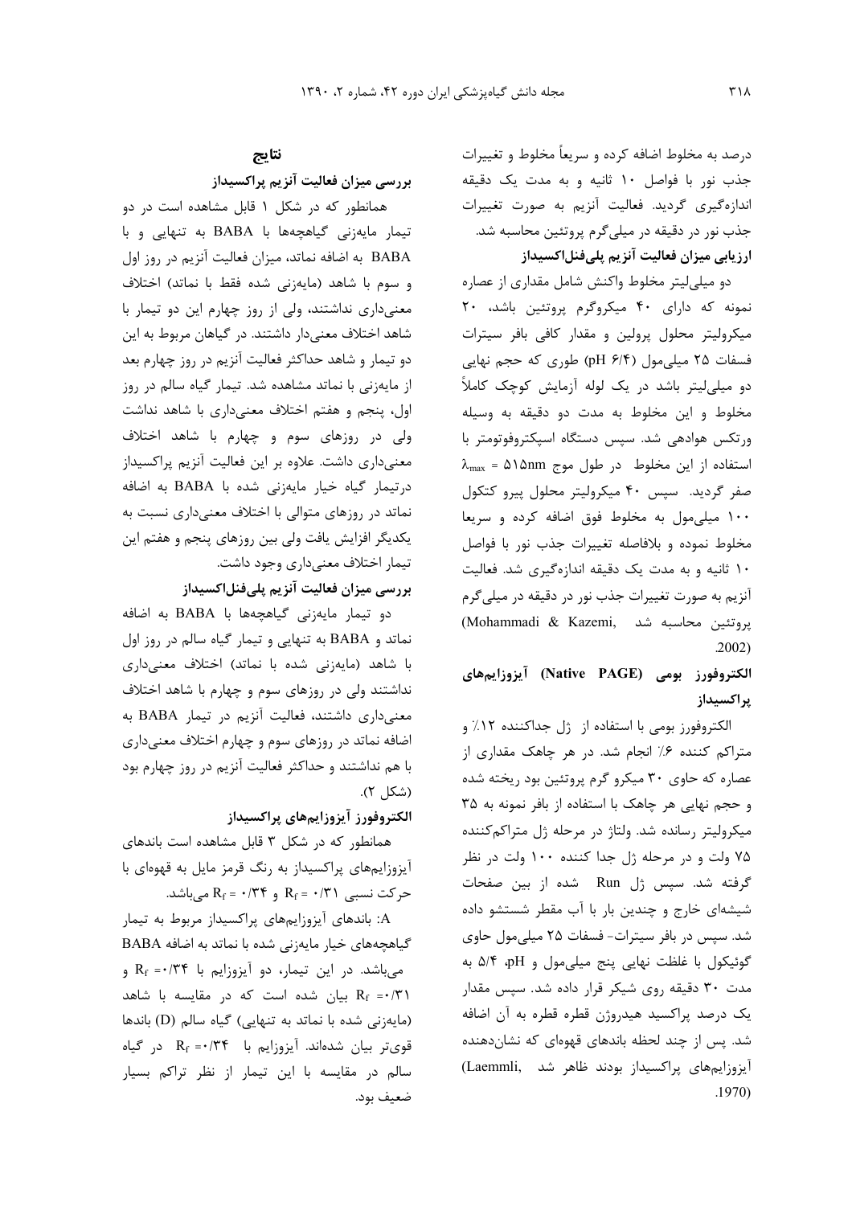درصد به مخلوط اضافه کرده و سریعاً مخلوط و تغییرات جذب نور با فواصل ۱۰ ثانیه و به مدت یک دقیقه اندازه‌گیری گردید. فعالیت آنزیم به صورت تغییرات جذب نور در دقیقه در میلی‌گرم پروتئین محاسبه شد.

**ارزیابی میزان فعالیت آنزیم پلی‌فنل‌اکسیداز**

دو میلی‌لیتر مخلوط واکنش شامل مقداری از عصاره نمونه که دارای ۴۰ میکروگرم پروتئین باشد، ۲۰ میکرولیتر محلول پرولین و مقدار کافی بافر سیترات فسفات ۲۵ میلی‌مول (pH ۶/۴) طوری که حجم نهایی دو میلی‌لیتر باشد در یک لوله آزمایش کوچک کاملاً مخلوط و این مخلوط به مدت دو دقیقه به وسیله ورتکس هوادهی شد. سپس دستگاه اسپکتروفوتومتر با استفاده از این مخلوط در طول موج $\lambda_{max}$ = ۵۱۵nm صفر گردید. سپس ۴۰ میکرولیتر محلول پیرو کتکول ۱۰۰ میلی‌مول به مخلوط فوق اضافه کرده و سریعا مخلوط نموده و بلافاصله تغییرات جذب نور با فواصل ۱۰ ثانیه و به مدت یک دقیقه اندازه‌گیری شد. فعالیت آنزیم به صورت تغییرات جذب نور در دقیقه در میلی‌گرم پروتئین محاسبه شد (Mohammadi & Kazemi, 2002).

**الکتروفورز بومی (Native PAGE) آیزوزایم‌های پراکسیداز**

الکتروفورز بومی با استفاده از ژل جداکننده ۱۲٪ و متراکم کننده ۶٪ انجام شد. در هر چاهک مقداری از عصاره که حاوی ۳۰ میکرو گرم پروتئین بود ریخته شده و حجم نهایی هر چاهک با استفاده از بافر نمونه به ۳۵ میکرولیتر رسانده شد. ولتاژ در مرحله ژل متراکم‌کننده ۷۵ ولت و در مرحله ژل جدا کننده ۱۰۰ ولت در نظر گرفته شد. سپس ژل Run شده از بین صفحات شیشه‌ای خارج و چندین بار با آب مقطر شستشو داده شد. سپس در بافر سیترات- فسفات ۲۵ میلی‌مول حاوی گوئیکول با غلظت نهایی پنج میلی‌مول و pH، ۵/۴ به مدت ۳۰ دقیقه روی شیکر قرار داده شد. سپس مقدار یک درصد پراکسید هیدروژن قطره قطره به آن اضافه شد. پس از چند لحظه باندهای قهوه‌ای که نشان‌دهنده آیزوزایم‌های پراکسیداز بودند ظاهر شد (Laemmli, 1970).

## نتایج

**بررسی میزان فعالیت آنزیم پراکسیداز**

همانطور که در شکل ۱ قابل مشاهده است در دو تیمار مایه‌زنی گیاهچه‌ها با BABA به تنهایی و با BABA به اضافه نماتد، میزان فعالیت آنزیم در روز اول و سوم با شاهد (مایه‌زنی شده فقط با نماتد) اختلاف معنی‌داری نداشتند، ولی از روز چهارم این دو تیمار با شاهد اختلاف معنی‌دار داشتند. در گیاهان مربوط به این دو تیمار و شاهد حداکثر فعالیت آنزیم در روز چهارم بعد از مایه‌زنی با نماتد مشاهده شد. تیمار گیاه سالم در روز اول، پنجم و هفتم اختلاف معنی‌داری با شاهد نداشت ولی در روزهای سوم و چهارم با شاهد اختلاف معنی‌داری داشت. علاوه بر این فعالیت آنزیم پراکسیداز درتیمار گیاه خیار مایه‌زنی شده با BABA به اضافه نماتد در روزهای متوالی با اختلاف معنی‌داری نسبت به یکدیگر افزایش یافت ولی بین روزهای پنجم و هفتم این تیمار اختلاف معنی‌داری وجود داشت.

**بررسی میزان فعالیت آنزیم پلی‌فنل‌اکسیداز**

دو تیمار مایه‌زنی گیاهچه‌ها با BABA به اضافه نماتد و BABA به تنهایی و تیمار گیاه سالم در روز اول با شاهد (مایه‌زنی شده با نماتد) اختلاف معنی‌داری نداشتند ولی در روزهای سوم و چهارم با شاهد اختلاف معنی‌داری داشتند، فعالیت آنزیم در تیمار BABA به اضافه نماتد در روزهای سوم و چهارم اختلاف معنی‌داری با هم نداشتند و حداکثر فعالیت آنزیم در روز چهارم بود (شکل ۲).

**الکتروفورز آیزوزایم‌های پراکسیداز**

همانطور که در شکل ۳ قابل مشاهده است باندهای آیزوزایم‌های پراکسیداز به رنگ قرمز مایل به قهوه‌ای با حرکت نسبی $R_f$ = ۰/۳۱ و $R_f$ = ۰/۳۴ می‌باشد.

A: باندهای آیزوزایم‌های پراکسیداز مربوط به تیمار گیاهچه‌های خیار مایه‌زنی شده با نماتد به اضافه BABA می‌باشد. در این تیمار، دو آیزوزایم با $R_f$ =۰/۳۴ و $R_f$ =۰/۳۱ بیان شده است که در مقایسه با شاهد (مایه‌زنی شده با نماتد به تنهایی) گیاه سالم (D) باندها قوی‌تر بیان شده‌اند. آیزوزایم با $R_f$ =۰/۳۴ در گیاه سالم در مقایسه با این تیمار از نظر تراکم بسیار ضعیف بود.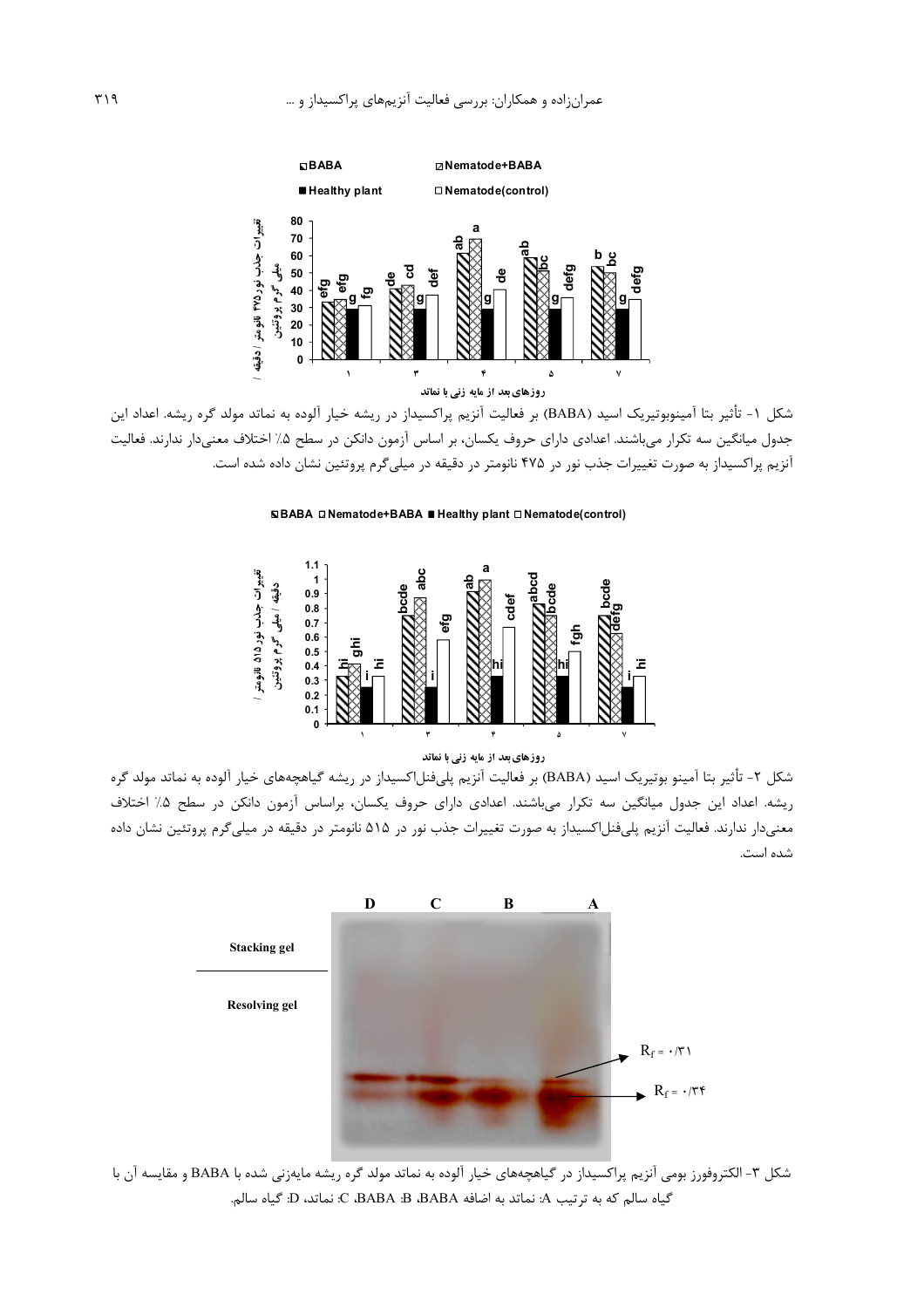شکل ۱- تأثیر بتا آمینوبوتیریک اسید (BABA) بر فعالیت آنزیم پراکسیداز در ریشه خیار آلوده به نماتد مولد گره ریشه. اعداد این جدول میانگین سه تکرار می‌باشند. اعدادی دارای حروف یکسان، بر اساس آزمون دانکن در سطح ۵٪ اختلاف معنی‌دار ندارند. فعالیت آنزیم پراکسیداز به صورت تغییرات جذب نور در ۴۷۵ نانومتر در دقیقه در میلی‌گرم پروتئین نشان داده شده است.

شکل ۲- تأثیر بتا آمینو بوتیریک اسید (BABA) بر فعالیت آنزیم پلی‌فنل‌اکسیداز در ریشه گیاهچه‌های خیار آلوده به نماتد مولد گره ریشه. اعداد این جدول میانگین سه تکرار می‌باشند. اعدادی دارای حروف یکسان، براساس آزمون دانکن در سطح ۵٪ اختلاف معنی‌دار ندارند. فعالیت آنزیم پلی‌فنل‌اکسیداز به صورت تغییرات جذب نور در ۵۱۵ نانومتر در دقیقه در میلی‌گرم پروتئین نشان داده شده است.

شکل ۳- الکتروفورز بومی آنزیم پراکسیداز در گیاهچه‌های خیار آلوده به نماتد مولد گره ریشه مایه‌زنی شده با BABA و مقایسه آن با گیاه سالم که به ترتیب A: نماتد به اضافه BABA، B: BABA، C: نماتد، D: گیاه سالم.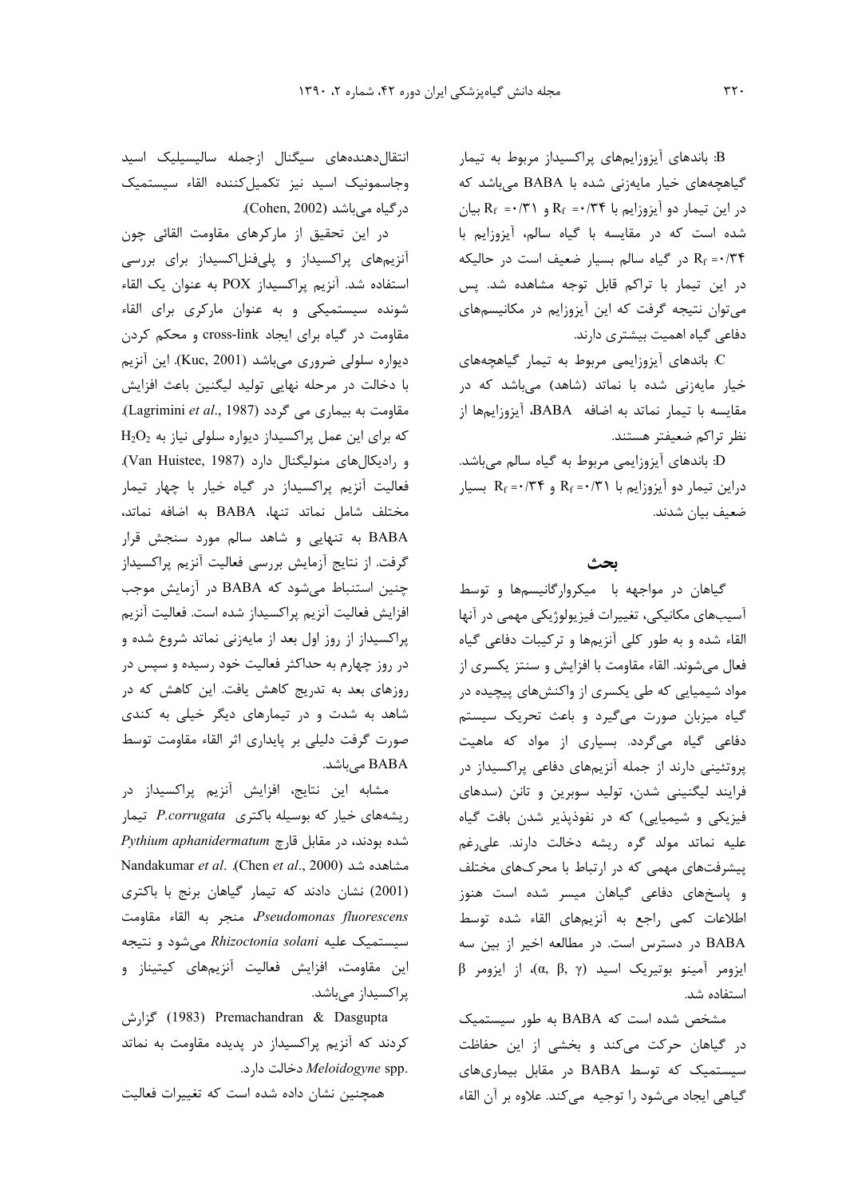B: باندهای آیزوزایم‌های پراکسیداز مربوط به تیمار گیاهچه‌های خیار مایه‌زنی شده با BABA می‌باشد که در این تیمار دو آیزوزایم با $R_f$ =۰/۳۴ و $R_f$ =۰/۳۱ بیان شده است که در مقایسه با گیاه سالم، آیزوزایم با $R_f$ =۰/۳۴ در گیاه سالم بسیار ضعیف است در حالیکه در این تیمار با تراکم قابل توجه مشاهده شد. پس می‌توان نتیجه گرفت که این آیزوزایم در مکانیسم‌های دفاعی گیاه اهمیت بیشتری دارند.

C: باندهای آیزوزایمی مربوط به تیمار گیاهچه‌های خیار مایه‌زنی شده با نماتد (شاهد) می‌باشد که در مقایسه با تیمار نماتد به اضافه BABA، آیزوزایم‌ها از نظر تراکم ضعیفتر هستند.

D: باندهای آیزوزایمی مربوط به گیاه سالم می‌باشد. دراین تیمار دو آیزوزایم با $R_f$ =۰/۳۱ و $R_f$ =۰/۳۴ بسیار ضعیف بیان شدند.

## بحث

گیاهان در مواجهه با میکروارگانیسم‌ها و توسط آسیب‌های مکانیکی، تغییرات فیزیولوژیکی مهمی در آنها القاء شده و به طور کلی آنزیم‌ها و ترکیبات دفاعی گیاه فعال می‌شوند. القاء مقاومت با افزایش و سنتز یکسری از مواد شیمیایی که طی یکسری از واکنش‌های پیچیده در گیاه میزبان صورت می‌گیرد و باعث تحریک سیستم دفاعی گیاه می‌گردد. بسیاری از مواد که ماهیت پروتئینی دارند از جمله آنزیم‌های دفاعی پراکسیداز در فرایند لیگنینی شدن، تولید سوبرین و تانن (سدهای فیزیکی و شیمیایی) که در نفوذپذیر شدن بافت گیاه علیه نماتد مولد گره ریشه دخالت دارند. علی‌رغم پیشرفت‌های مهمی که در ارتباط با محرک‌های مختلف و پاسخ‌های دفاعی گیاهان میسر شده است هنوز اطلاعات کمی راجع به آنزیم‌های القاء شده توسط BABA در دسترس است. در مطالعه اخیر از بین سه ایزومر آمینو بوتیریک اسید ($\alpha$, $\beta$, $\gamma$)، از ایزومر $\beta$ استفاده شد.

مشخص شده است که BABA به طور سیستمیک در گیاهان حرکت می‌کند و بخشی از این حفاظت سیستمیک که توسط BABA در مقابل بیماری‌های گیاهی ایجاد می‌شود را توجیه می‌کند. علاوه بر آن القاء انتقال‌دهنده‌های سیگنال ازجمله سالیسیلیک اسید وجاسمونیک اسید نیز تکمیل‌کننده القاء سیستمیک درگیاه می‌باشد (Cohen, 2002).

در این تحقیق از مارکرهای مقاومت القائی چون آنزیم‌های پراکسیداز و پلی‌فنل‌اکسیداز برای بررسی استفاده شد. آنزیم پراکسیداز POX به عنوان یک القاء شونده سیستمیکی و به عنوان مارکری برای القاء مقاومت در گیاه برای ایجاد cross-link و محکم کردن دیواره سلولی ضروری می‌باشد (Kuc, 2001). این آنزیم با دخالت در مرحله نهایی تولید لیگنین باعث افزایش مقاومت به بیماری می گردد (Lagrimini *et al*., 1987). که برای این عمل پراکسیداز دیواره سلولی نیاز به $H_2O_2$ و رادیکال‌های منولیگنال دارد (Van Huistee, 1987). فعالیت آنزیم پراکسیداز در گیاه خیار با چهار تیمار مختلف شامل نماتد تنها، BABA به اضافه نماتد، BABA به تنهایی و شاهد سالم مورد سنجش قرار گرفت. از نتایج آزمایش بررسی فعالیت آنزیم پراکسیداز چنین استنباط می‌شود که BABA در آزمایش موجب افزایش فعالیت آنزیم پراکسیداز شده است. فعالیت آنزیم پراکسیداز از روز اول بعد از مایه‌زنی نماتد شروع شده و در روز چهارم به حداکثر فعالیت خود رسیده و سپس در روزهای بعد به تدریج کاهش یافت. این کاهش که در شاهد به شدت و در تیمارهای دیگر خیلی به کندی صورت گرفت دلیلی بر پایداری اثر القاء مقاومت توسط BABA می‌باشد.

مشابه این نتایج، افزایش آنزیم پراکسیداز در ریشه‌های خیار که بوسیله باکتری *P.corrugata* تیمار شده بودند، در مقابل قارچ *Pythium aphanidermatum* مشاهده شد (Chen *et al*., 2000). Nandakumar *et al*. (2001) نشان دادند که تیمار گیاهان برنج با باکتری *Pseudomonas fluorescens*، منجر به القاء مقاومت سیستمیک علیه *Rhizoctonia solani* می‌شود و نتیجه این مقاومت، افزایش فعالیت آنزیم‌های کیتیناز و پراکسیداز می‌باشد.

Premachandran & Dasgupta (1983) گزارش کردند که آنزیم پراکسیداز در پدیده مقاومت به نماتد *Meloidogyne* spp. دخالت دارد.

همچنین نشان داده شده است که تغییرات فعالیت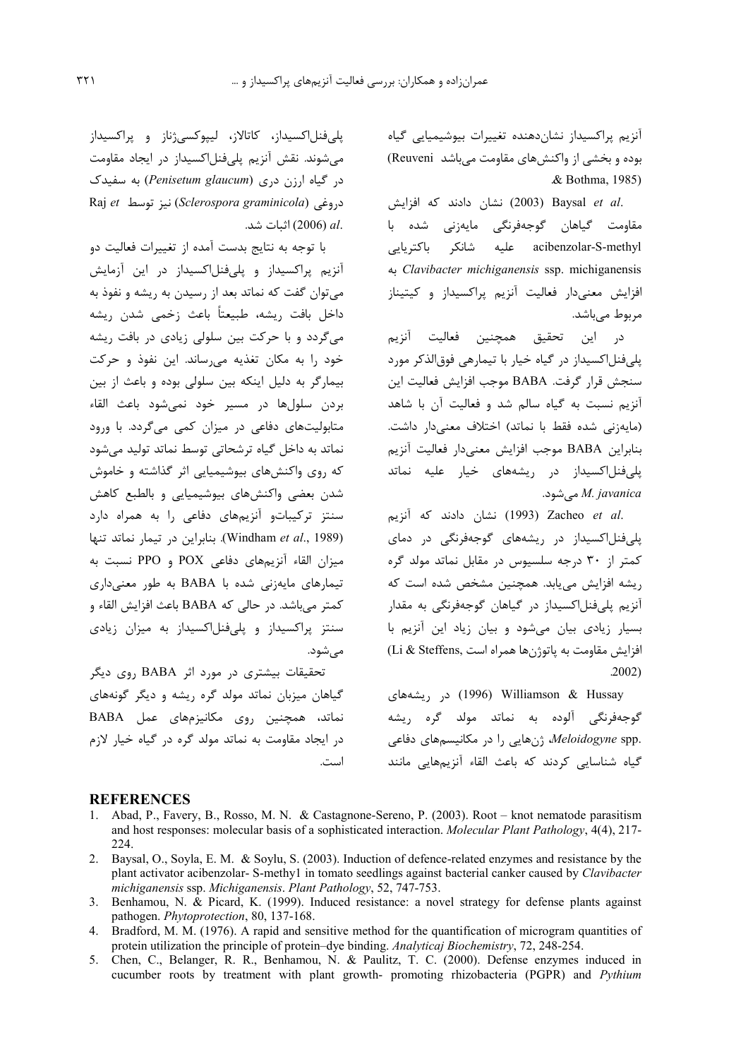آنزیم پراکسیداز نشان‌دهنده تغییرات بیوشیمیایی گیاه بوده و بخشی از واکنش‌های مقاومت می‌باشد (Reuveni & Bothma, 1985).

Baysal *et al.* (2003) نشان دادند که افزایش مقاومت گیاهان گوجه‌فرنگی مایه‌زنی شده با acibenzolar-S-methyl علیه شانکر باکتریایی *Clavibacter michiganensis* ssp. michiganensis به افزایش معنی‌دار فعالیت آنزیم پراکسیداز و کیتیناز مربوط می‌باشد.

در این تحقیق همچنین فعالیت آنزیم پلی‌فنل‌اکسیداز در گیاه خیار با تیمارهی فوق‌الذکر مورد سنجش قرار گرفت. BABA موجب افزایش فعالیت این آنزیم نسبت به گیاه سالم شد و فعالیت آن با شاهد (مایه‌زنی شده فقط با نماتد) اختلاف معنی‌دار داشت. بنابراین BABA موجب افزایش معنی‌دار فعالیت آنزیم پلی‌فنل‌اکسیداز در ریشه‌های خیار علیه نماتد *M. javanica* می‌شود.

Zacheo *et al.* (1993) نشان دادند که آنزیم پلی‌فنل‌اکسیداز در ریشه‌های گوجه‌فرنگی در دمای کمتر از ۳۰ درجه سلسیوس در مقابل نماتد مولد گره ریشه افزایش می‌یابد. همچنین مشخص شده است که آنزیم پلی‌فنل‌اکسیداز در گیاهان گوجه‌فرنگی به مقدار بسیار زیادی بیان می‌شود و بیان زیاد این آنزیم با افزایش مقاومت به پاتوژن‌ها همراه است (Li & Steffens, 2002).

Williamson & Hussay (1996) در ریشه‌های گوجه‌فرنگی آلوده به نماتد مولد گره ریشه *Meloidogyne* spp.، ژن‌هایی را در مکانیسم‌های دفاعی گیاه شناسایی کردند که باعث القاء آنزیم‌هایی مانند پلی‌فنل‌اکسیداز، کاتالاز، لیپوکسی‌ژناز و پراکسیداز می‌شوند. نقش آنزیم پلی‌فنل‌اکسیداز در ایجاد مقاومت در گیاه ارزن دری (*Penisetum glaucum*) به سفیدک دروغی (*Sclerospora graminicola*) نیز توسط Raj *et al.* (2006) اثبات شد.

با توجه به نتایج بدست آمده از تغییرات فعالیت دو آنزیم پراکسیداز و پلی‌فنل‌اکسیداز در این آزمایش می‌توان گفت که نماتد بعد از رسیدن به ریشه و نفوذ به داخل بافت ریشه، طبیعتاً باعث زخمی شدن ریشه می‌گردد و با حرکت بین سلولی زیادی در بافت ریشه خود را به مکان تغذیه می‌رساند. این نفوذ و حرکت بیمارگر به دلیل اینکه بین سلولی بوده و باعث از بین بردن سلول‌ها در مسیر خود نمی‌شود باعث القاء متابولیت‌های دفاعی در میزان کمی می‌گردد. با ورود نماتد به داخل گیاه ترشحاتی توسط نماتد تولید می‌شود که روی واکنش‌های بیوشیمیایی اثر گذاشته و خاموش شدن بعضی واکنش‌های بیوشیمیایی و بالطبع کاهش سنتز ترکیبات‌و آنزیم‌های دفاعی را به همراه دارد (Windham *et al.*, 1989). بنابراین در تیمار نماتد تنها میزان القاء آنزیم‌های دفاعی POX و PPO نسبت به تیمارهای مایه‌زنی شده با BABA به طور معنی‌داری کمتر می‌باشد. در حالی که BABA باعث افزایش القاء و سنتز پراکسیداز و پلی‌فنل‌اکسیداز به میزان زیادی می‌شود.

تحقیقات بیشتری در مورد اثر BABA روی دیگر گیاهان میزبان نماتد مولد گره ریشه و دیگر گونه‌های نماتد، همچنین روی مکانیزم‌های عمل BABA در ایجاد مقاومت به نماتد مولد گره در گیاه خیار لازم است.

## REFERENCES

1. Abad, P., Favery, B., Rosso, M. N. & Castagnone-Sereno, P. (2003). Root – knot nematode parasitism and host responses: molecular basis of a sophisticated interaction. *Molecular Plant Pathology*, 4(4), 217-224.
2. Baysal, O., Soyla, E. M. & Soylu, S. (2003). Induction of defence-related enzymes and resistance by the plant activator acibenzolar- S-methy1 in tomato seedlings against bacterial canker caused by *Clavibacter michiganensis* ssp. *Michiganensis*. *Plant Pathology*, 52, 747-753.
3. Benhamou, N. & Picard, K. (1999). Induced resistance: a novel strategy for defense plants against pathogen. *Phytoprotection*, 80, 137-168.
4. Bradford, M. M. (1976). A rapid and sensitive method for the quantification of microgram quantities of protein utilization the principle of protein–dye binding. *Analyticaj Biochemistry*, 72, 248-254.
5. Chen, C., Belanger, R. R., Benhamou, N. & Paulitz, T. C. (2000). Defense enzymes induced in cucumber roots by treatment with plant growth- promoting rhizobacteria (PGPR) and *Pythium*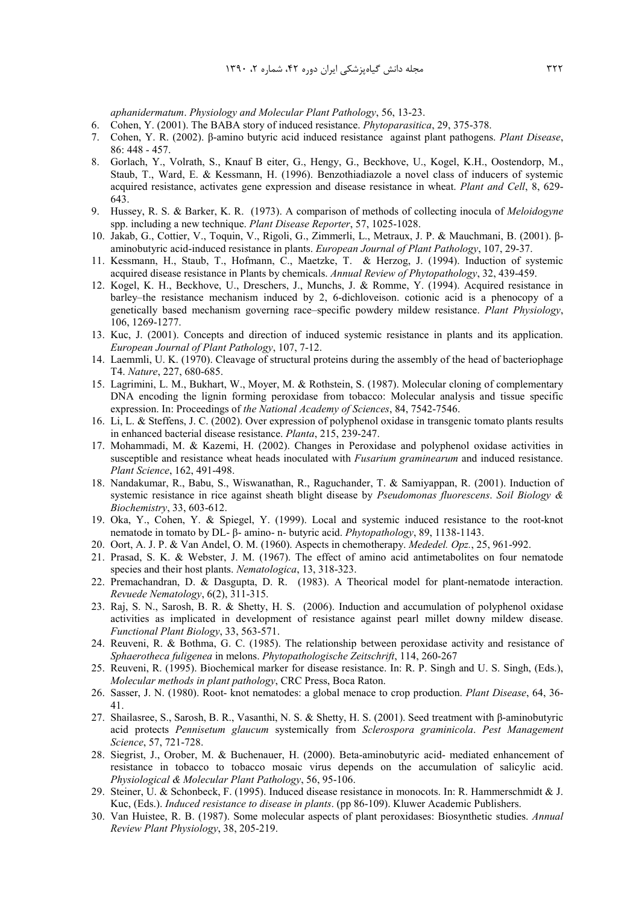*aphanidermatum*. *Physiology and Molecular Plant Pathology*, 56, 13-23.

6. Cohen, Y. (2001). The BABA story of induced resistance. *Phytoparasitica*, 29, 375-378.
7. Cohen, Y. R. (2002). β-amino butyric acid induced resistance against plant pathogens. *Plant Disease*, 86: 448 - 457.
8. Gorlach, Y., Volrath, S., Knauf B eiter, G., Hengy, G., Beckhove, U., Kogel, K.H., Oostendorp, M., Staub, T., Ward, E. & Kessmann, H. (1996). Benzothiadiazole a novel class of inducers of systemic acquired resistance, activates gene expression and disease resistance in wheat. *Plant and Cell*, 8, 629-643.
9. Hussey, R. S. & Barker, K. R. (1973). A comparison of methods of collecting inocula of *Meloidogyne* spp. including a new technique. *Plant Disease Reporter*, 57, 1025-1028.
10. Jakab, G., Cottier, V., Toquin, V., Rigoli, G., Zimmerli, L., Metraux, J. P. & Mauchmani, B. (2001). β-aminobutyric acid-induced resistance in plants. *European Journal of Plant Pathology*, 107, 29-37.
11. Kessmann, H., Staub, T., Hofmann, C., Maetzke, T. & Herzog, J. (1994). Induction of systemic acquired disease resistance in Plants by chemicals. *Annual Review of Phytopathology*, 32, 439-459.
12. Kogel, K. H., Beckhove, U., Dreschers, J., Munchs, J. & Romme, Y. (1994). Acquired resistance in barley–the resistance mechanism induced by 2, 6-dichloveison. cotionic acid is a phenocopy of a genetically based mechanism governing race–specific powdery mildew resistance. *Plant Physiology*, 106, 1269-1277.
13. Kuc, J. (2001). Concepts and direction of induced systemic resistance in plants and its application. *European Journal of Plant Pathology*, 107, 7-12.
14. Laemmli, U. K. (1970). Cleavage of structural proteins during the assembly of the head of bacteriophage T4. *Nature*, 227, 680-685.
15. Lagrimini, L. M., Bukhart, W., Moyer, M. & Rothstein, S. (1987). Molecular cloning of complementary DNA encoding the lignin forming peroxidase from tobacco: Molecular analysis and tissue specific expression. In: Proceedings of *the National Academy of Sciences*, 84, 7542-7546.
16. Li, L. & Steffens, J. C. (2002). Over expression of polyphenol oxidase in transgenic tomato plants results in enhanced bacterial disease resistance. *Planta*, 215, 239-247.
17. Mohammadi, M. & Kazemi, H. (2002). Changes in Peroxidase and polyphenol oxidase activities in susceptible and resistance wheat heads inoculated with *Fusarium graminearum* and induced resistance. *Plant Science*, 162, 491-498.
18. Nandakumar, R., Babu, S., Wiswanathan, R., Raguchander, T. & Samiyappan, R. (2001). Induction of systemic resistance in rice against sheath blight disease by *Pseudomonas fluorescens*. *Soil Biology & Biochemistry*, 33, 603-612.
19. Oka, Y., Cohen, Y. & Spiegel, Y. (1999). Local and systemic induced resistance to the root-knot nematode in tomato by DL- β- amino- n- butyric acid. *Phytopathology*, 89, 1138-1143.
20. Oort, A. J. P. & Van Andel, O. M. (1960). Aspects in chemotherapy. *Mededel. Opz.*, 25, 961-992.
21. Prasad, S. K. & Webster, J. M. (1967). The effect of amino acid antimetabolites on four nematode species and their host plants. *Nematologica*, 13, 318-323.
22. Premachandran, D. & Dasgupta, D. R. (1983). A Theorical model for plant-nematode interaction. *Revuede Nematology*, 6(2), 311-315.
23. Raj, S. N., Sarosh, B. R. & Shetty, H. S. (2006). Induction and accumulation of polyphenol oxidase activities as implicated in development of resistance against pearl millet downy mildew disease. *Functional Plant Biology*, 33, 563-571.
24. Reuveni, R. & Bothma, G. C. (1985). The relationship between peroxidase activity and resistance of *Sphaerotheca fuligenea* in melons. *Phytopathologische Zeitschrift*, 114, 260-267
25. Reuveni, R. (1995). Biochemical marker for disease resistance. In: R. P. Singh and U. S. Singh, (Eds.), *Molecular methods in plant pathology*, CRC Press, Boca Raton.
26. Sasser, J. N. (1980). Root- knot nematodes: a global menace to crop production. *Plant Disease*, 64, 36-41.
27. Shailasree, S., Sarosh, B. R., Vasanthi, N. S. & Shetty, H. S. (2001). Seed treatment with β-aminobutyric acid protects *Pennisetum glaucum* systemically from *Sclerospora graminicola*. *Pest Management Science*, 57, 721-728.
28. Siegrist, J., Orober, M. & Buchenauer, H. (2000). Beta-aminobutyric acid- mediated enhancement of resistance in tobacco to tobacco mosaic virus depends on the accumulation of salicylic acid. *Physiological & Molecular Plant Pathology*, 56, 95-106.
29. Steiner, U. & Schonbeck, F. (1995). Induced disease resistance in monocots. In: R. Hammerschmidt & J. Kuc, (Eds.). *Induced resistance to disease in plants*. (pp 86-109). Kluwer Academic Publishers.
30. Van Huistee, R. B. (1987). Some molecular aspects of plant peroxidases: Biosynthetic studies. *Annual Review Plant Physiology*, 38, 205-219.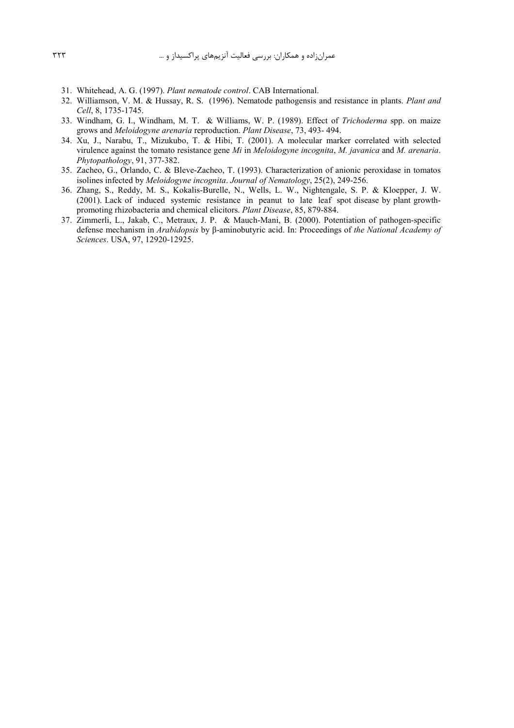31. Whitehead, A. G. (1997). *Plant nematode control*. CAB International.
32. Williamson, V. M. & Hussay, R. S. (1996). Nematode pathogensis and resistance in plants. *Plant and Cell*, 8, 1735-1745.
33. Windham, G. I., Windham, M. T. & Williams, W. P. (1989). Effect of *Trichoderma* spp. on maize grows and *Meloidogyne arenaria* reproduction. *Plant Disease*, 73, 493- 494.
34. Xu, J., Narabu, T., Mizukubo, T. & Hibi, T. (2001). A molecular marker correlated with selected virulence against the tomato resistance gene *Mi* in *Meloidogyne incognita*, *M. javanica* and *M. arenaria*. *Phytopathology*, 91, 377-382.
35. Zacheo, G., Orlando, C. & Bleve-Zacheo, T. (1993). Characterization of anionic peroxidase in tomatos isolines infected by *Meloidogyne incognita*. *Journal of Nematology*, 25(2), 249-256.
36. Zhang, S., Reddy, M. S., Kokalis-Burelle, N., Wells, L. W., Nightengale, S. P. & Kloepper, J. W. (2001). Lack of induced systemic resistance in peanut to late leaf spot disease by plant growth-promoting rhizobacteria and chemical elicitors. *Plant Disease*, 85, 879-884.
37. Zimmerli, L., Jakab, C., Metraux, J. P. & Mauch-Mani, B. (2000). Potentiation of pathogen-specific defense mechanism in *Arabidopsis* by β-aminobutyric acid. In: Proceedings of *the National Academy of Sciences*. USA, 97, 12920-12925.